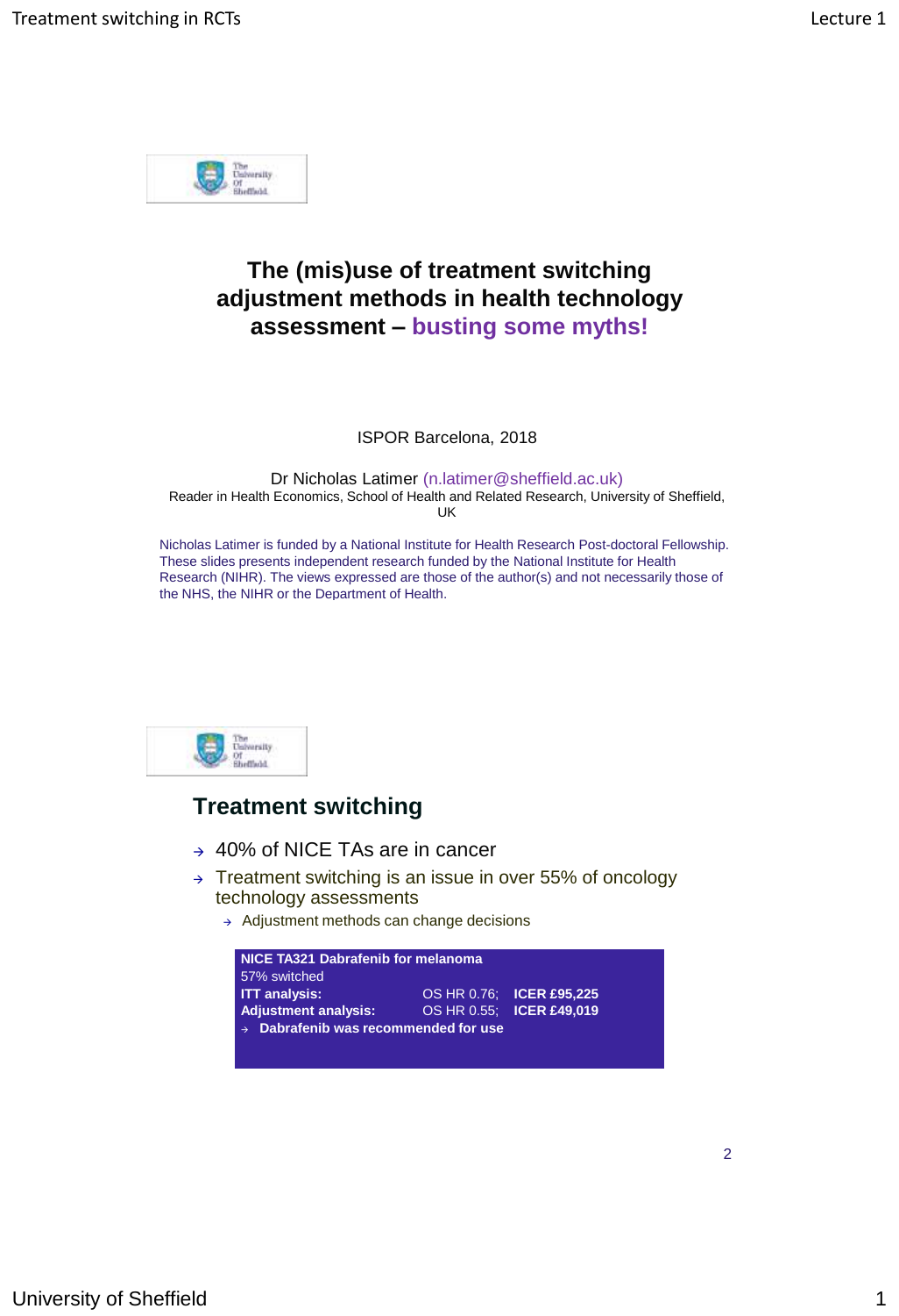# The (mis)use of treatment switching adjustment methods in health technology assessment – busting some myths!

ISPOR Barcelona, 2018

Dr Nicholas Latimer (n.latimer@sheffield.ac.uk)
Reader in Health Economics, School of Health and Related Research, University of Sheffield, UK

Nicholas Latimer is funded by a National Institute for Health Research Post-doctoral Fellowship. These slides presents independent research funded by the National Institute for Health Research (NIHR). The views expressed are those of the author(s) and not necessarily those of the NHS, the NIHR or the Department of Health.

## Treatment switching

- 40% of NICE TAs are in cancer
- Treatment switching is an issue in over 55% of oncology technology assessments
  - Adjustment methods can change decisions

**NICE TA321 Dabrafenib for melanoma**
57% switched

| | | |
|---|---|---|
| **ITT analysis:** | OS HR 0.76; | **ICER £95,225** |
| **Adjustment analysis:** | OS HR 0.55; | **ICER £49,019** |

- **Dabrafenib was recommended for use**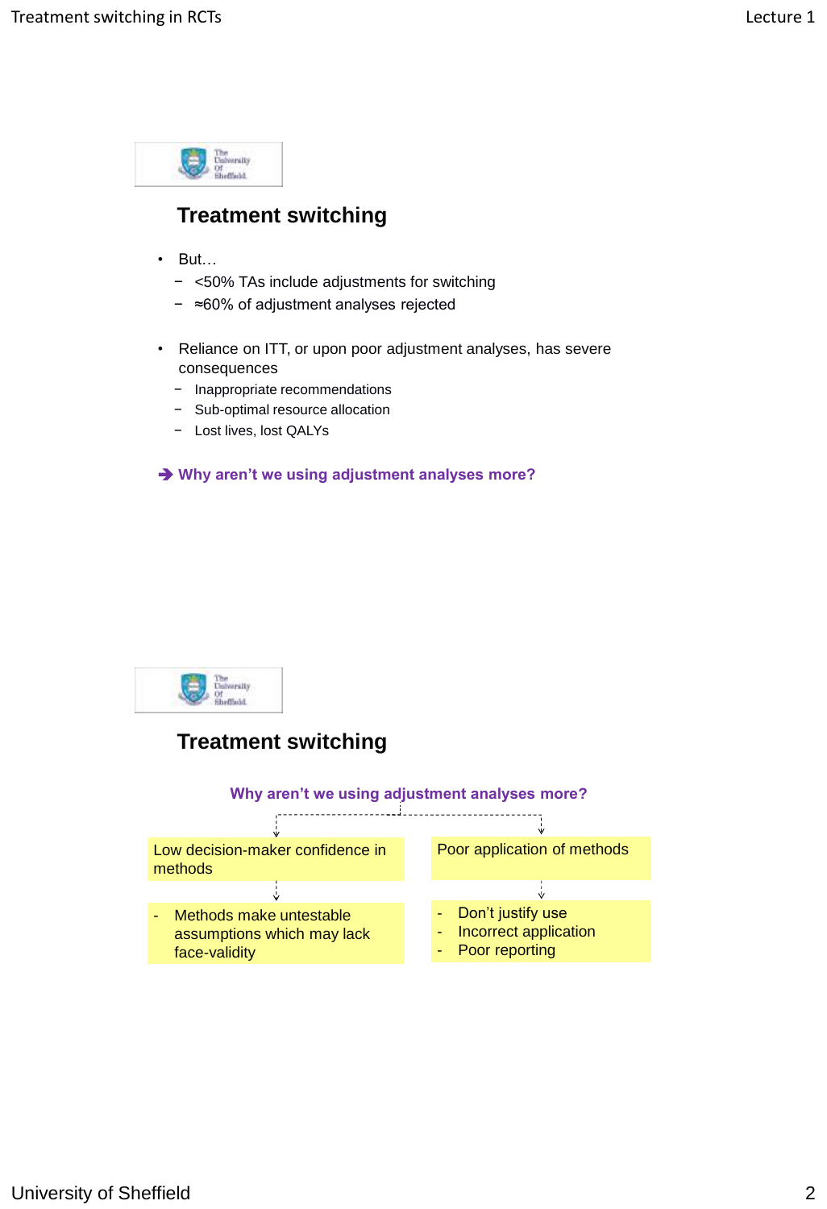## Treatment switching

- But…
  - <50% TAs include adjustments for switching
  - ≈60% of adjustment analyses rejected

- Reliance on ITT, or upon poor adjustment analyses, has severe consequences
  - Inappropriate recommendations
  - Sub-optimal resource allocation
  - Lost lives, lost QALYs

➔ **Why aren't we using adjustment analyses more?**

## Treatment switching

**Why aren't we using adjustment analyses more?**

Low decision-maker confidence in methods

- Methods make untestable assumptions which may lack face-validity

Poor application of methods

- Don't justify use
- Incorrect application
- Poor reporting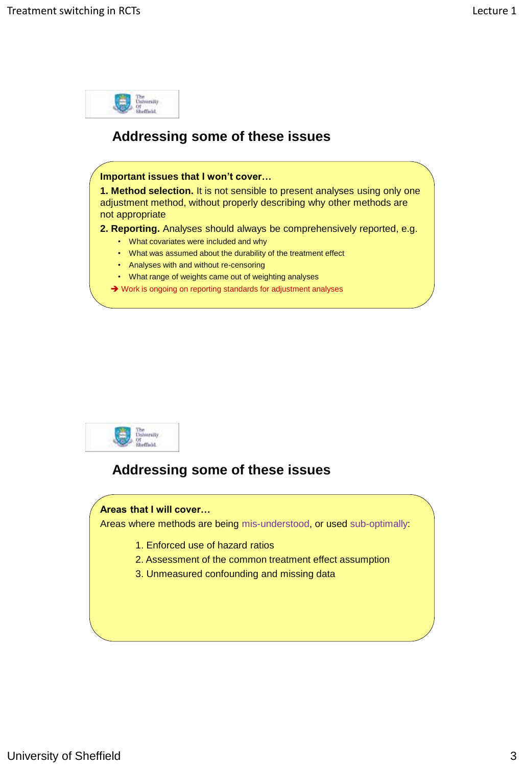## Addressing some of these issues

**Important issues that I won't cover…**

**1. Method selection.** It is not sensible to present analyses using only one adjustment method, without properly describing why other methods are not appropriate

**2. Reporting.** Analyses should always be comprehensively reported, e.g.

- What covariates were included and why
- What was assumed about the durability of the treatment effect
- Analyses with and without re-censoring
- What range of weights came out of weighting analyses

➔ Work is ongoing on reporting standards for adjustment analyses

## Addressing some of these issues

**Areas that I will cover…**

Areas where methods are being mis-understood, or used sub-optimally:

1. Enforced use of hazard ratios
2. Assessment of the common treatment effect assumption
3. Unmeasured confounding and missing data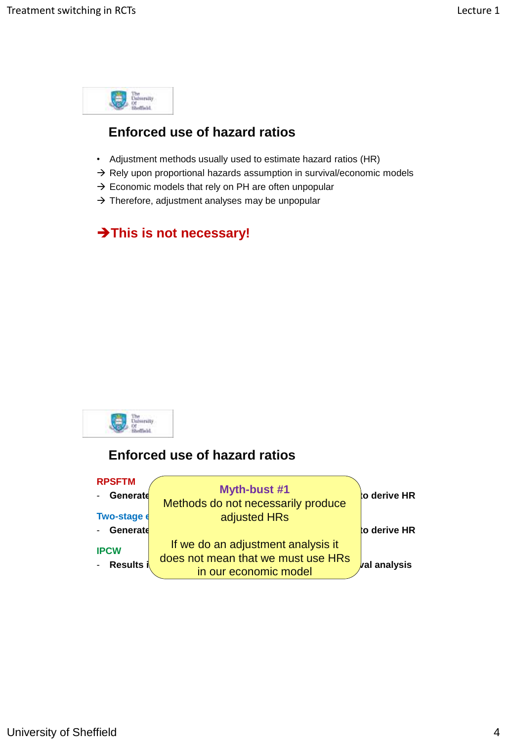## Enforced use of hazard ratios

- Adjustment methods usually used to estimate hazard ratios (HR)

→ Rely upon proportional hazards assumption in survival/economic models
→ Economic models that rely on PH are often unpopular
→ Therefore, adjustment analyses may be unpopular

**➔This is not necessary!**

## Enforced use of hazard ratios

**RPSFTM**

- **Generate ... to derive HR**

**Two-stage e...**

- **Generate ... to derive HR**

**IPCW**

- **Results i... al analysis**

**Myth-bust #1**
Methods do not necessarily produce adjusted HRs

If we do an adjustment analysis it does not mean that we must use HRs in our economic model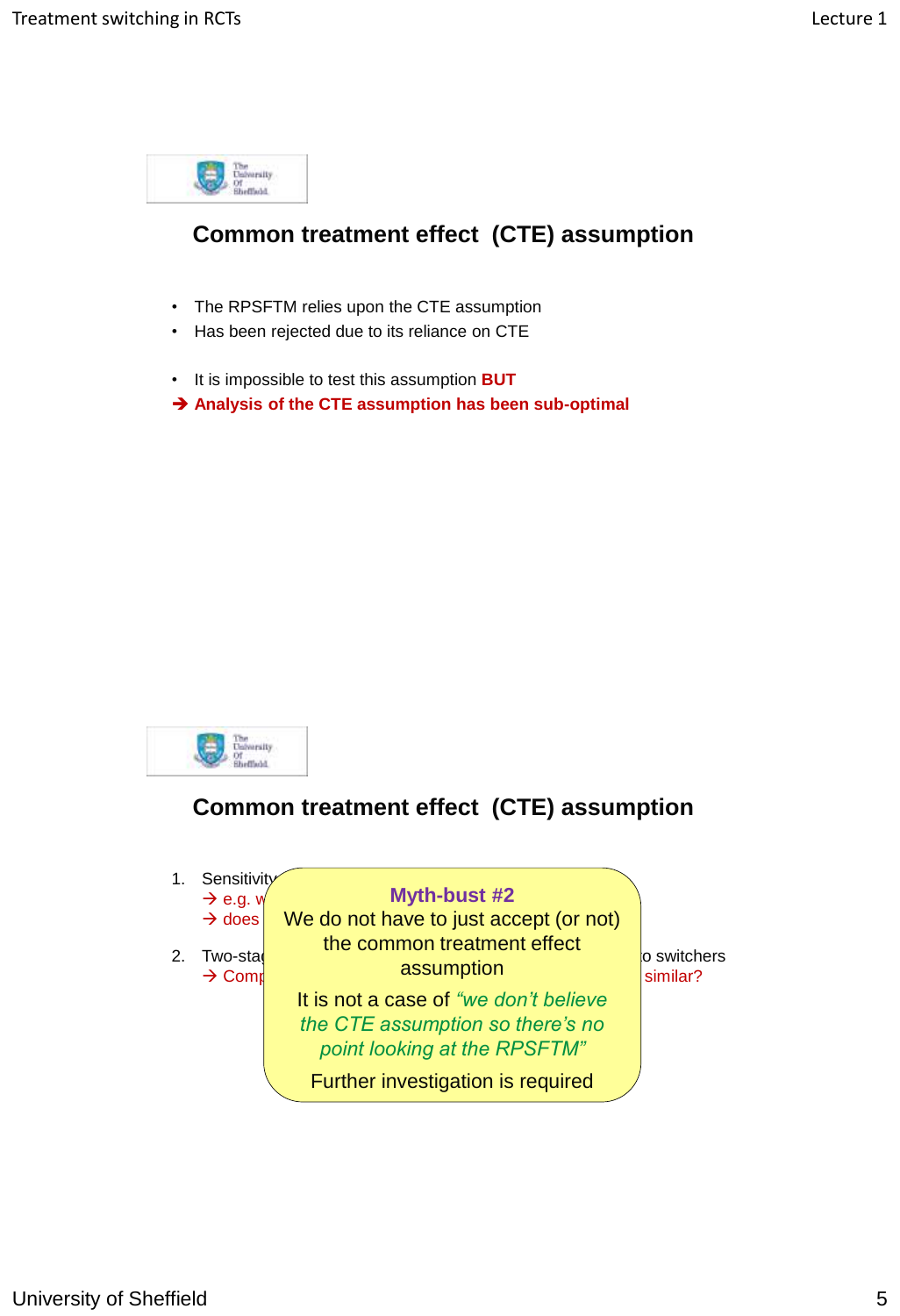## Common treatment effect (CTE) assumption

- The RPSFTM relies upon the CTE assumption
- Has been rejected due to its reliance on CTE

- It is impossible to test this assumption **BUT**

➔ **Analysis of the CTE assumption has been sub-optimal**

## Common treatment effect (CTE) assumption

1. Sensitivity
   → e.g. w
   → does
2. Two-stag ... o switchers
   → Comp ... similar?

**Myth-bust #2**

We do not have to just accept (or not) the common treatment effect assumption

It is not a case of *"we don't believe the CTE assumption so there's no point looking at the RPSFTM"*

Further investigation is required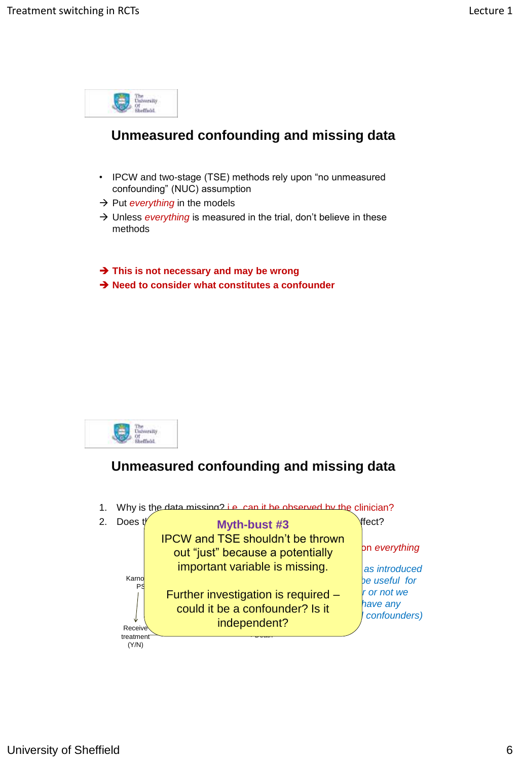## Unmeasured confounding and missing data

- IPCW and two-stage (TSE) methods rely upon "no unmeasured confounding" (NUC) assumption

→ Put *everything* in the models

→ Unless *everything* is measured in the trial, don't believe in these methods

**→ This is not necessary and may be wrong**

**→ Need to consider what constitutes a confounder**

## Unmeasured confounding and missing data

1. Why is the data missing? i.e. can it be observed by the clinician?
2. Does t... ...ffect?

...on *everything*

*...as introduced ...be useful for ...r or not we ...have any ...l confounders)*

Karno... PS...

Receive treatment (Y/N)

...Death

**Myth-bust #3**

IPCW and TSE shouldn't be thrown out "just" because a potentially important variable is missing.

Further investigation is required – could it be a confounder? Is it independent?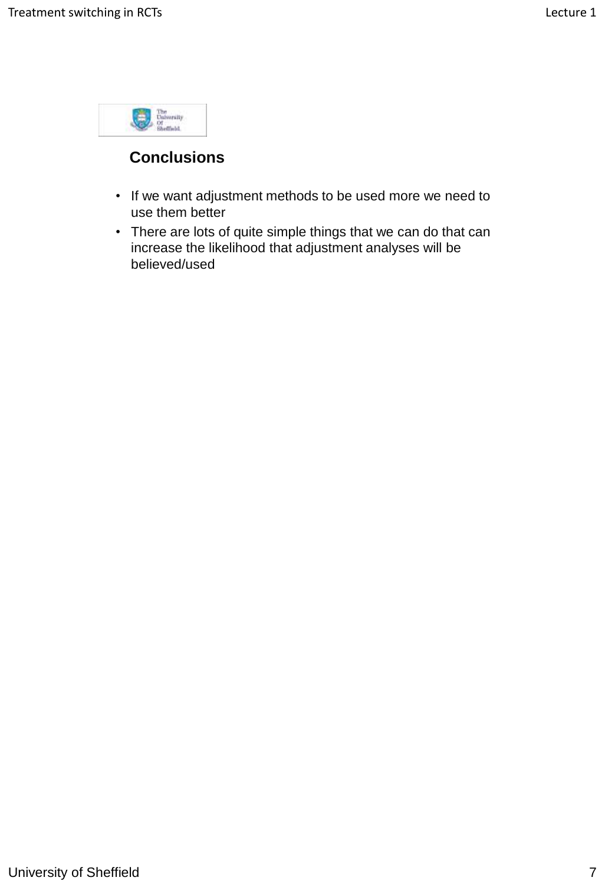## Conclusions

- If we want adjustment methods to be used more we need to use them better
- There are lots of quite simple things that we can do that can increase the likelihood that adjustment analyses will be believed/used